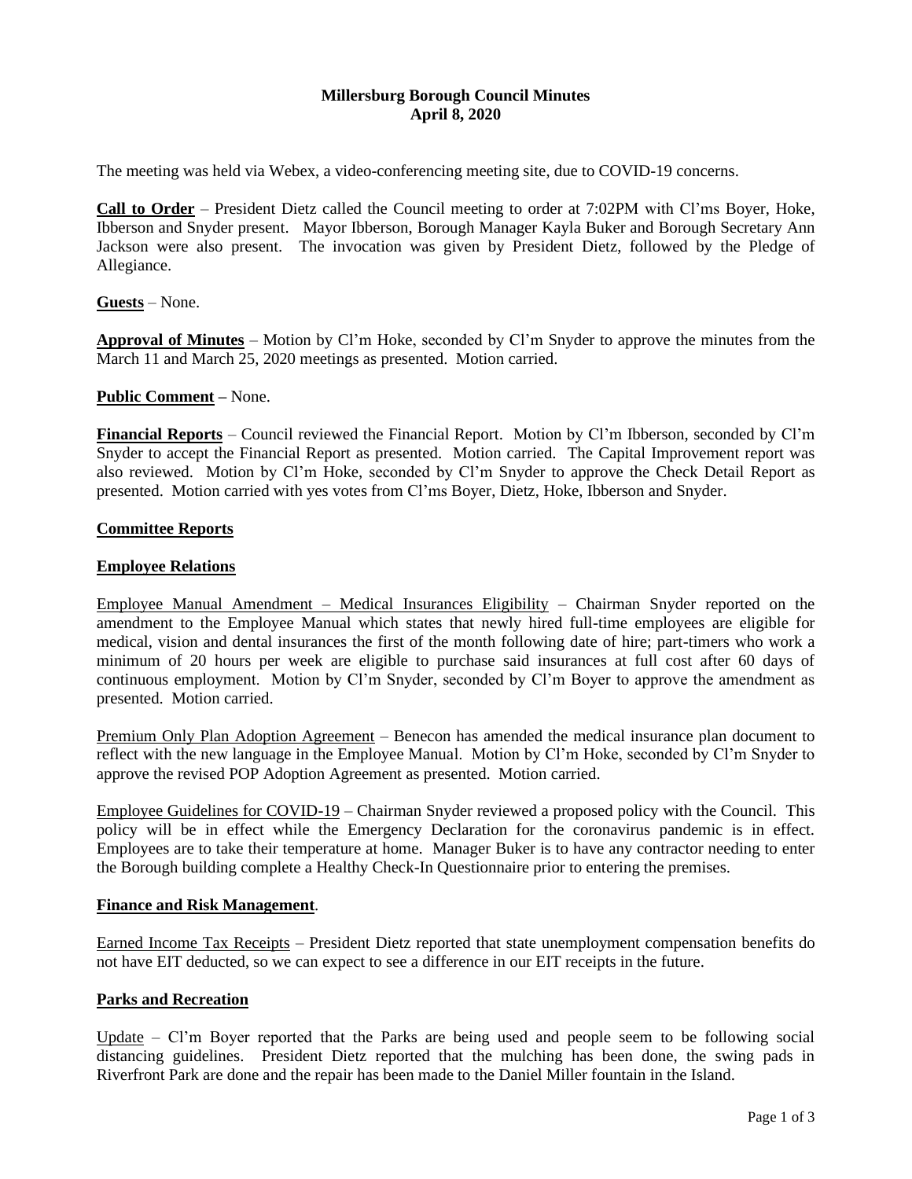# Millersburg Borough Council Minutes
## April 8, 2020

The meeting was held via Webex, a video-conferencing meeting site, due to COVID-19 concerns.

**Call to Order** – President Dietz called the Council meeting to order at 7:02PM with Cl'ms Boyer, Hoke, Ibberson and Snyder present. Mayor Ibberson, Borough Manager Kayla Buker and Borough Secretary Ann Jackson were also present. The invocation was given by President Dietz, followed by the Pledge of Allegiance.

**Guests** – None.

**Approval of Minutes** – Motion by Cl'm Hoke, seconded by Cl'm Snyder to approve the minutes from the March 11 and March 25, 2020 meetings as presented. Motion carried.

**Public Comment** – None.

**Financial Reports** – Council reviewed the Financial Report. Motion by Cl'm Ibberson, seconded by Cl'm Snyder to accept the Financial Report as presented. Motion carried. The Capital Improvement report was also reviewed. Motion by Cl'm Hoke, seconded by Cl'm Snyder to approve the Check Detail Report as presented. Motion carried with yes votes from Cl'ms Boyer, Dietz, Hoke, Ibberson and Snyder.

**Committee Reports**

**Employee Relations**

Employee Manual Amendment – Medical Insurances Eligibility – Chairman Snyder reported on the amendment to the Employee Manual which states that newly hired full-time employees are eligible for medical, vision and dental insurances the first of the month following date of hire; part-timers who work a minimum of 20 hours per week are eligible to purchase said insurances at full cost after 60 days of continuous employment. Motion by Cl'm Snyder, seconded by Cl'm Boyer to approve the amendment as presented. Motion carried.

Premium Only Plan Adoption Agreement – Benecon has amended the medical insurance plan document to reflect with the new language in the Employee Manual. Motion by Cl'm Hoke, seconded by Cl'm Snyder to approve the revised POP Adoption Agreement as presented. Motion carried.

Employee Guidelines for COVID-19 – Chairman Snyder reviewed a proposed policy with the Council. This policy will be in effect while the Emergency Declaration for the coronavirus pandemic is in effect. Employees are to take their temperature at home. Manager Buker is to have any contractor needing to enter the Borough building complete a Healthy Check-In Questionnaire prior to entering the premises.

**Finance and Risk Management**.

Earned Income Tax Receipts – President Dietz reported that state unemployment compensation benefits do not have EIT deducted, so we can expect to see a difference in our EIT receipts in the future.

**Parks and Recreation**

Update – Cl'm Boyer reported that the Parks are being used and people seem to be following social distancing guidelines. President Dietz reported that the mulching has been done, the swing pads in Riverfront Park are done and the repair has been made to the Daniel Miller fountain in the Island.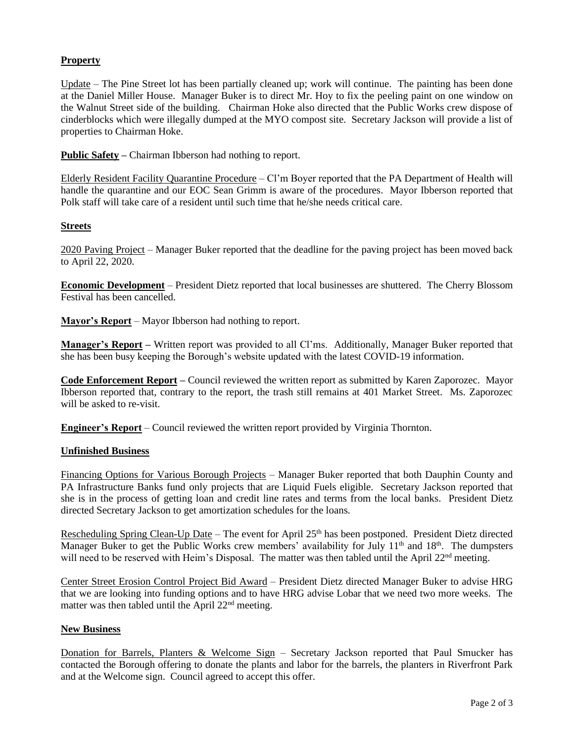**Property**

Update – The Pine Street lot has been partially cleaned up; work will continue. The painting has been done at the Daniel Miller House. Manager Buker is to direct Mr. Hoy to fix the peeling paint on one window on the Walnut Street side of the building. Chairman Hoke also directed that the Public Works crew dispose of cinderblocks which were illegally dumped at the MYO compost site. Secretary Jackson will provide a list of properties to Chairman Hoke.

**Public Safety –** Chairman Ibberson had nothing to report.

Elderly Resident Facility Quarantine Procedure – Cl'm Boyer reported that the PA Department of Health will handle the quarantine and our EOC Sean Grimm is aware of the procedures. Mayor Ibberson reported that Polk staff will take care of a resident until such time that he/she needs critical care.

**Streets**

2020 Paving Project – Manager Buker reported that the deadline for the paving project has been moved back to April 22, 2020.

**Economic Development** – President Dietz reported that local businesses are shuttered. The Cherry Blossom Festival has been cancelled.

**Mayor's Report** – Mayor Ibberson had nothing to report.

**Manager's Report –** Written report was provided to all Cl'ms. Additionally, Manager Buker reported that she has been busy keeping the Borough's website updated with the latest COVID-19 information.

**Code Enforcement Report –** Council reviewed the written report as submitted by Karen Zaporozec. Mayor Ibberson reported that, contrary to the report, the trash still remains at 401 Market Street. Ms. Zaporozec will be asked to re-visit.

**Engineer's Report** – Council reviewed the written report provided by Virginia Thornton.

**Unfinished Business**

Financing Options for Various Borough Projects – Manager Buker reported that both Dauphin County and PA Infrastructure Banks fund only projects that are Liquid Fuels eligible. Secretary Jackson reported that she is in the process of getting loan and credit line rates and terms from the local banks. President Dietz directed Secretary Jackson to get amortization schedules for the loans.

Rescheduling Spring Clean-Up Date – The event for April 25th has been postponed. President Dietz directed Manager Buker to get the Public Works crew members' availability for July 11th and 18th. The dumpsters will need to be reserved with Heim's Disposal. The matter was then tabled until the April 22nd meeting.

Center Street Erosion Control Project Bid Award – President Dietz directed Manager Buker to advise HRG that we are looking into funding options and to have HRG advise Lobar that we need two more weeks. The matter was then tabled until the April 22nd meeting.

**New Business**

Donation for Barrels, Planters & Welcome Sign – Secretary Jackson reported that Paul Smucker has contacted the Borough offering to donate the plants and labor for the barrels, the planters in Riverfront Park and at the Welcome sign. Council agreed to accept this offer.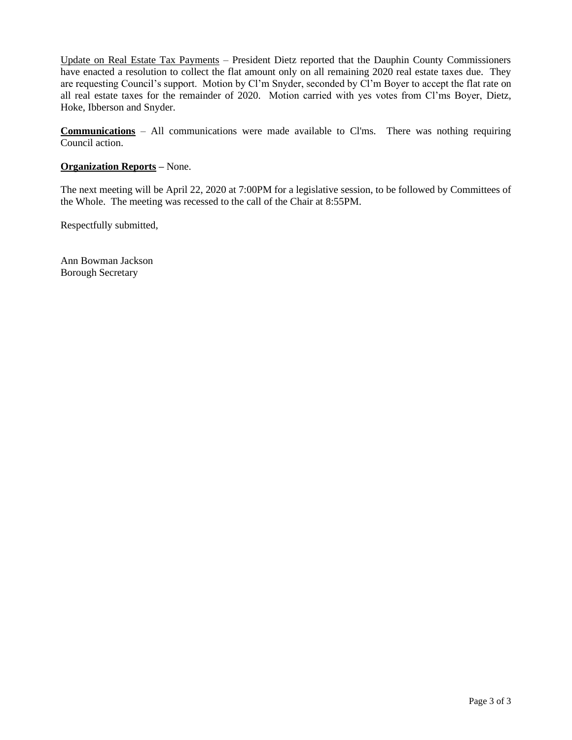Update on Real Estate Tax Payments – President Dietz reported that the Dauphin County Commissioners have enacted a resolution to collect the flat amount only on all remaining 2020 real estate taxes due. They are requesting Council's support. Motion by Cl'm Snyder, seconded by Cl'm Boyer to accept the flat rate on all real estate taxes for the remainder of 2020. Motion carried with yes votes from Cl'ms Boyer, Dietz, Hoke, Ibberson and Snyder.

**Communications** – All communications were made available to Cl'ms. There was nothing requiring Council action.

**Organization Reports** – None.

The next meeting will be April 22, 2020 at 7:00PM for a legislative session, to be followed by Committees of the Whole. The meeting was recessed to the call of the Chair at 8:55PM.

Respectfully submitted,

Ann Bowman Jackson
Borough Secretary